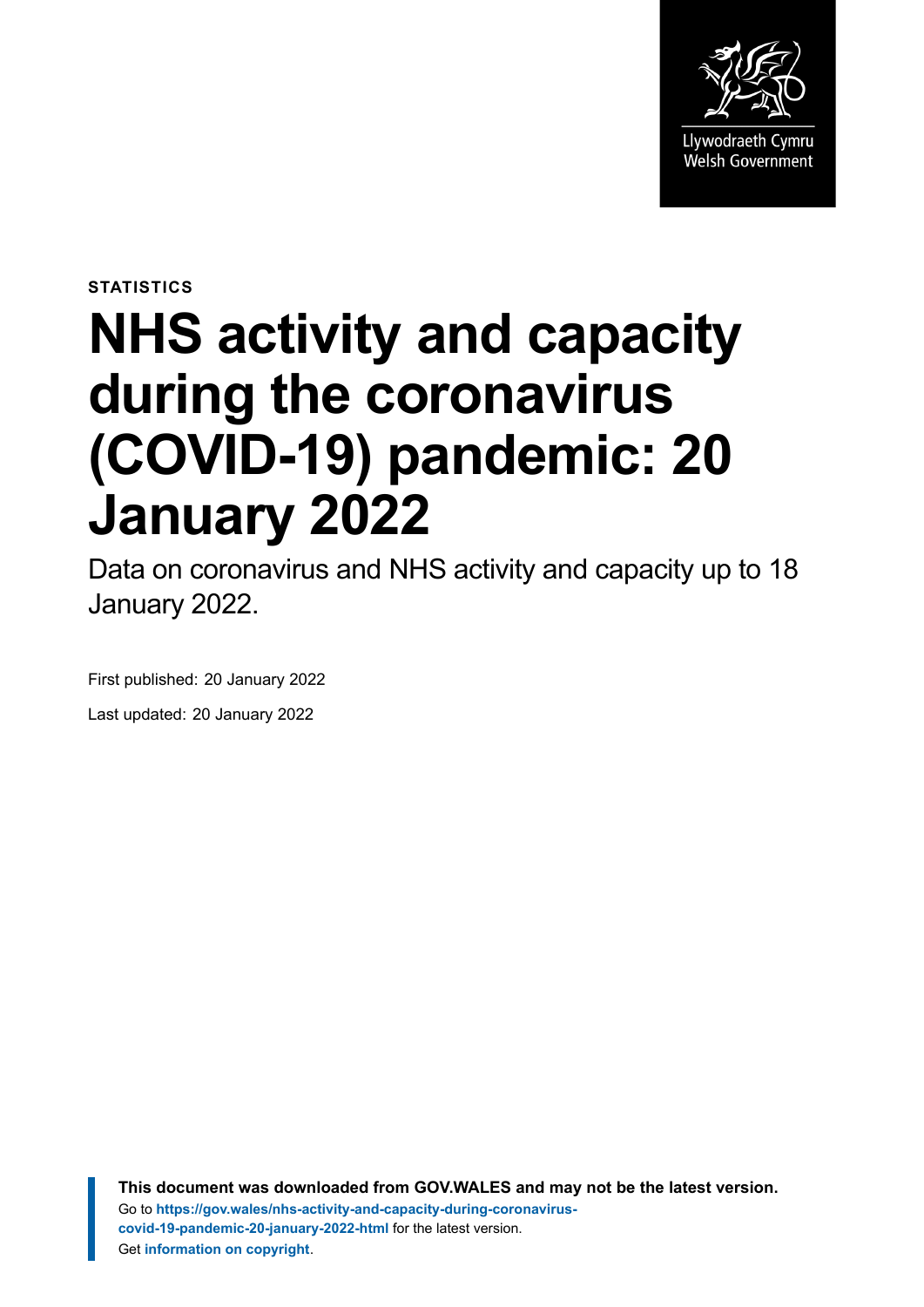STATISTICS

# NHS activity and capacity during the coronavirus (COVID-19) pandemic: 20 January 2022

Data on coronavirus and NHS activity and capacity up to 18 January 2022.

First published: 20 January 2022

Last updated: 20 January 2022

**This document was downloaded from GOV.WALES and may not be the latest version.**
Go to **https://gov.wales/nhs-activity-and-capacity-during-coronavirus-covid-19-pandemic-20-january-2022-html** for the latest version.
Get **information on copyright**.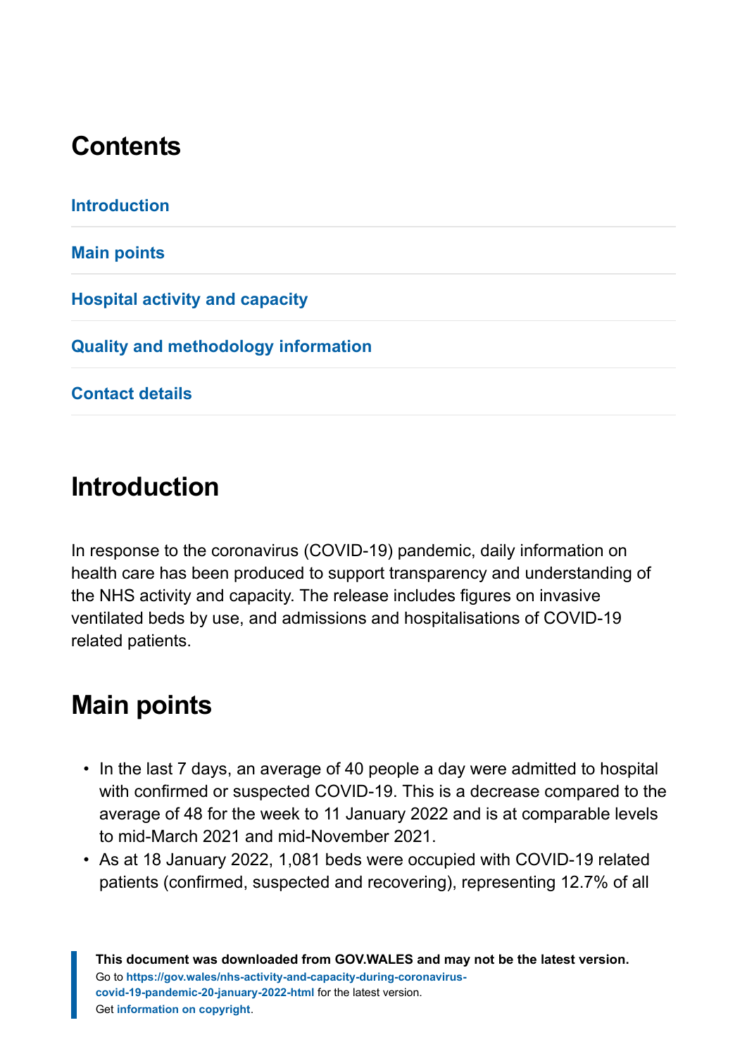## Contents

Introduction

Main points

Hospital activity and capacity

Quality and methodology information

Contact details

## Introduction

In response to the coronavirus (COVID-19) pandemic, daily information on health care has been produced to support transparency and understanding of the NHS activity and capacity. The release includes figures on invasive ventilated beds by use, and admissions and hospitalisations of COVID-19 related patients.

## Main points

- In the last 7 days, an average of 40 people a day were admitted to hospital with confirmed or suspected COVID-19. This is a decrease compared to the average of 48 for the week to 11 January 2022 and is at comparable levels to mid-March 2021 and mid-November 2021.
- As at 18 January 2022, 1,081 beds were occupied with COVID-19 related patients (confirmed, suspected and recovering), representing 12.7% of all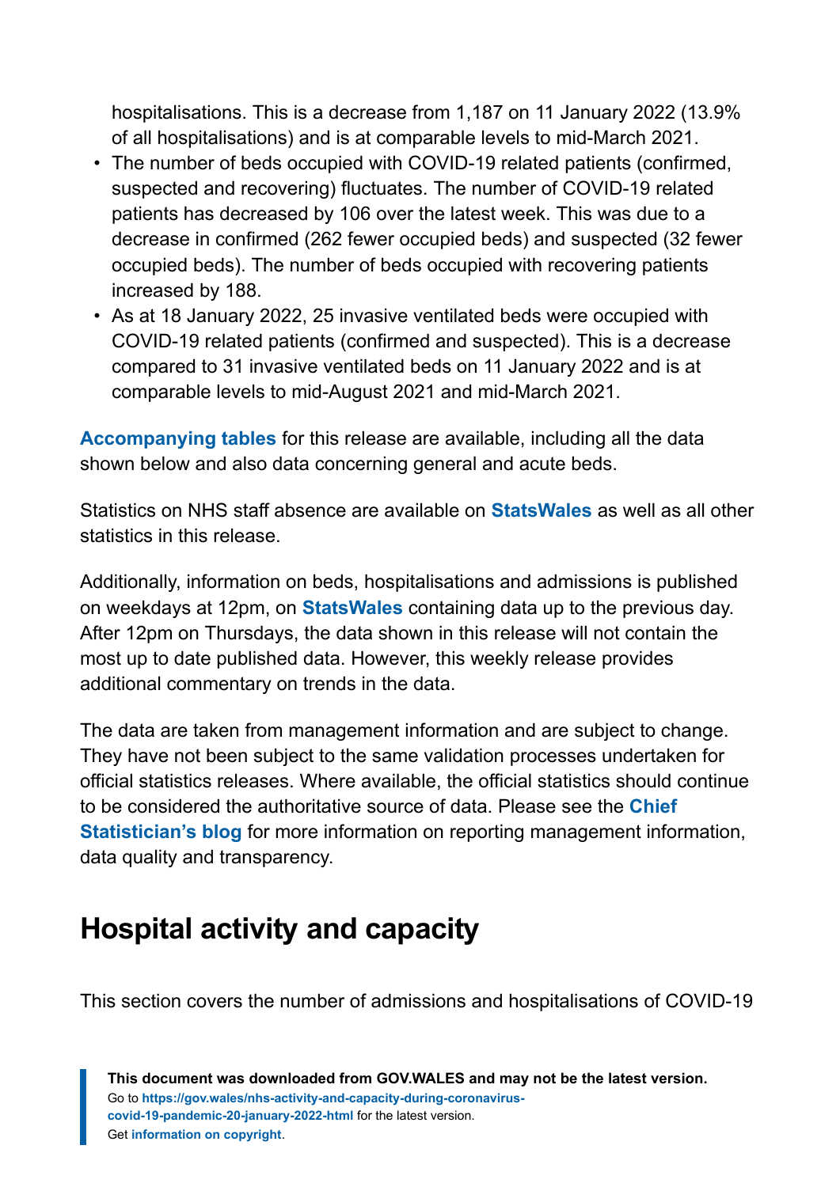hospitalisations. This is a decrease from 1,187 on 11 January 2022 (13.9% of all hospitalisations) and is at comparable levels to mid-March 2021.

- The number of beds occupied with COVID-19 related patients (confirmed, suspected and recovering) fluctuates. The number of COVID-19 related patients has decreased by 106 over the latest week. This was due to a decrease in confirmed (262 fewer occupied beds) and suspected (32 fewer occupied beds). The number of beds occupied with recovering patients increased by 188.
- As at 18 January 2022, 25 invasive ventilated beds were occupied with COVID-19 related patients (confirmed and suspected). This is a decrease compared to 31 invasive ventilated beds on 11 January 2022 and is at comparable levels to mid-August 2021 and mid-March 2021.

**Accompanying tables** for this release are available, including all the data shown below and also data concerning general and acute beds.

Statistics on NHS staff absence are available on **StatsWales** as well as all other statistics in this release.

Additionally, information on beds, hospitalisations and admissions is published on weekdays at 12pm, on **StatsWales** containing data up to the previous day. After 12pm on Thursdays, the data shown in this release will not contain the most up to date published data. However, this weekly release provides additional commentary on trends in the data.

The data are taken from management information and are subject to change. They have not been subject to the same validation processes undertaken for official statistics releases. Where available, the official statistics should continue to be considered the authoritative source of data. Please see the **Chief Statistician's blog** for more information on reporting management information, data quality and transparency.

## Hospital activity and capacity

This section covers the number of admissions and hospitalisations of COVID-19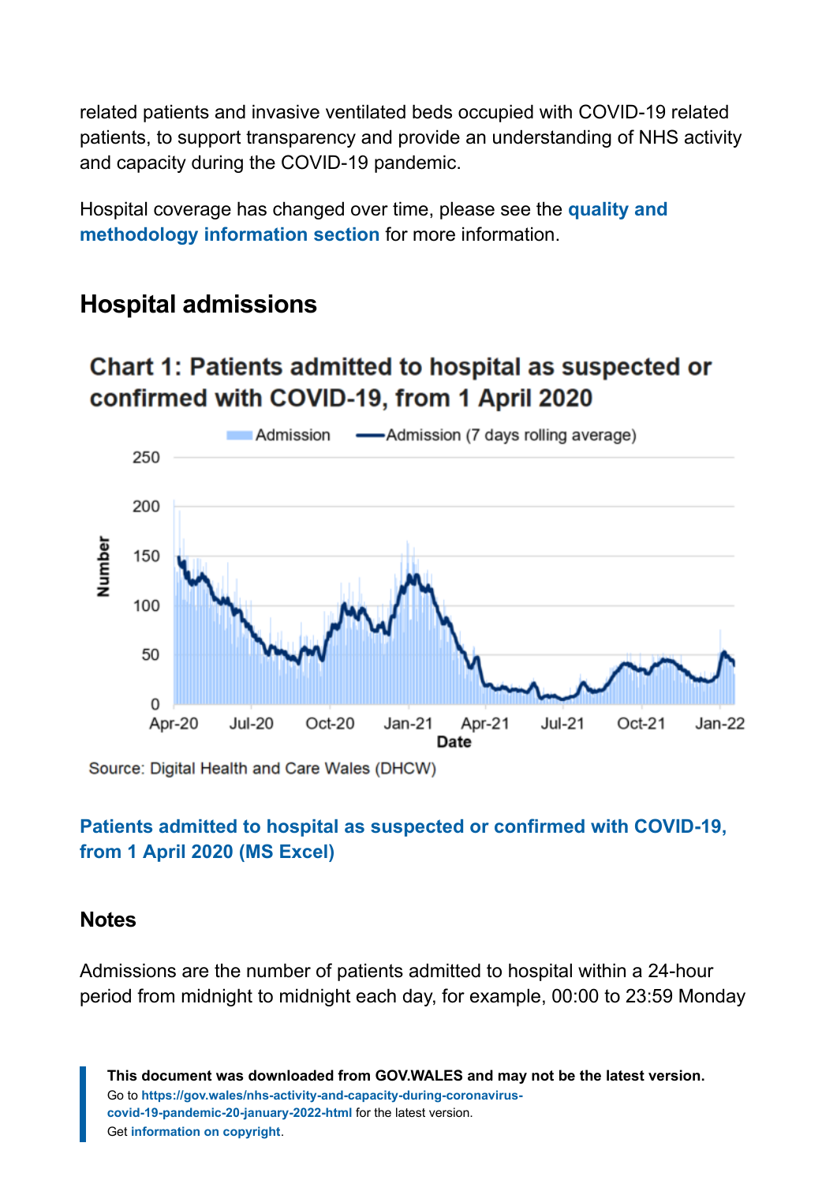related patients and invasive ventilated beds occupied with COVID-19 related patients, to support transparency and provide an understanding of NHS activity and capacity during the COVID-19 pandemic.

Hospital coverage has changed over time, please see the **quality and methodology information section** for more information.

## Hospital admissions

**Chart 1: Patients admitted to hospital as suspected or confirmed with COVID-19, from 1 April 2020**

Source: Digital Health and Care Wales (DHCW)

**Patients admitted to hospital as suspected or confirmed with COVID-19, from 1 April 2020 (MS Excel)**

### Notes

Admissions are the number of patients admitted to hospital within a 24-hour period from midnight to midnight each day, for example, 00:00 to 23:59 Monday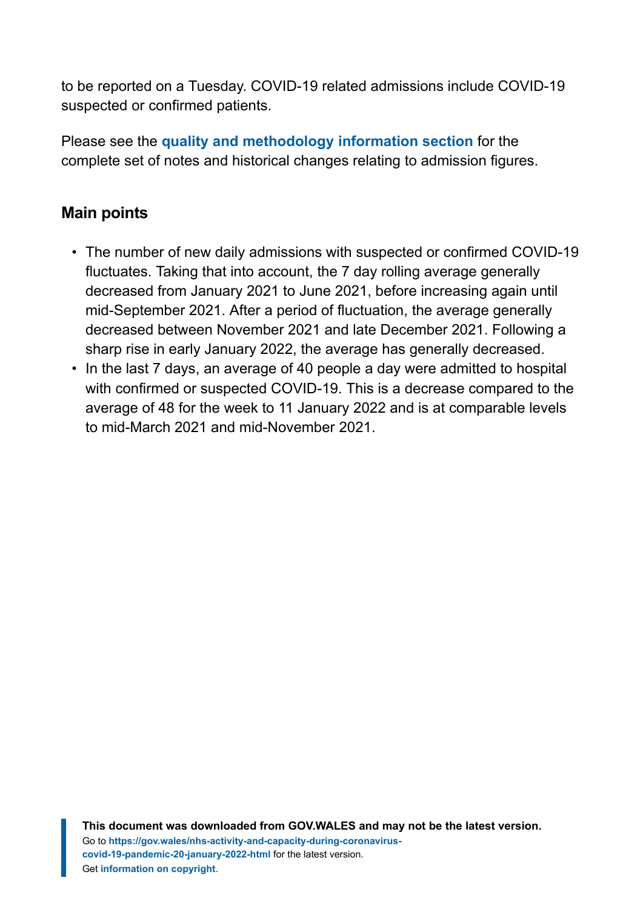to be reported on a Tuesday. COVID-19 related admissions include COVID-19 suspected or confirmed patients.

Please see the **quality and methodology information section** for the complete set of notes and historical changes relating to admission figures.

## Main points

- The number of new daily admissions with suspected or confirmed COVID-19 fluctuates. Taking that into account, the 7 day rolling average generally decreased from January 2021 to June 2021, before increasing again until mid-September 2021. After a period of fluctuation, the average generally decreased between November 2021 and late December 2021. Following a sharp rise in early January 2022, the average has generally decreased.
- In the last 7 days, an average of 40 people a day were admitted to hospital with confirmed or suspected COVID-19. This is a decrease compared to the average of 48 for the week to 11 January 2022 and is at comparable levels to mid-March 2021 and mid-November 2021.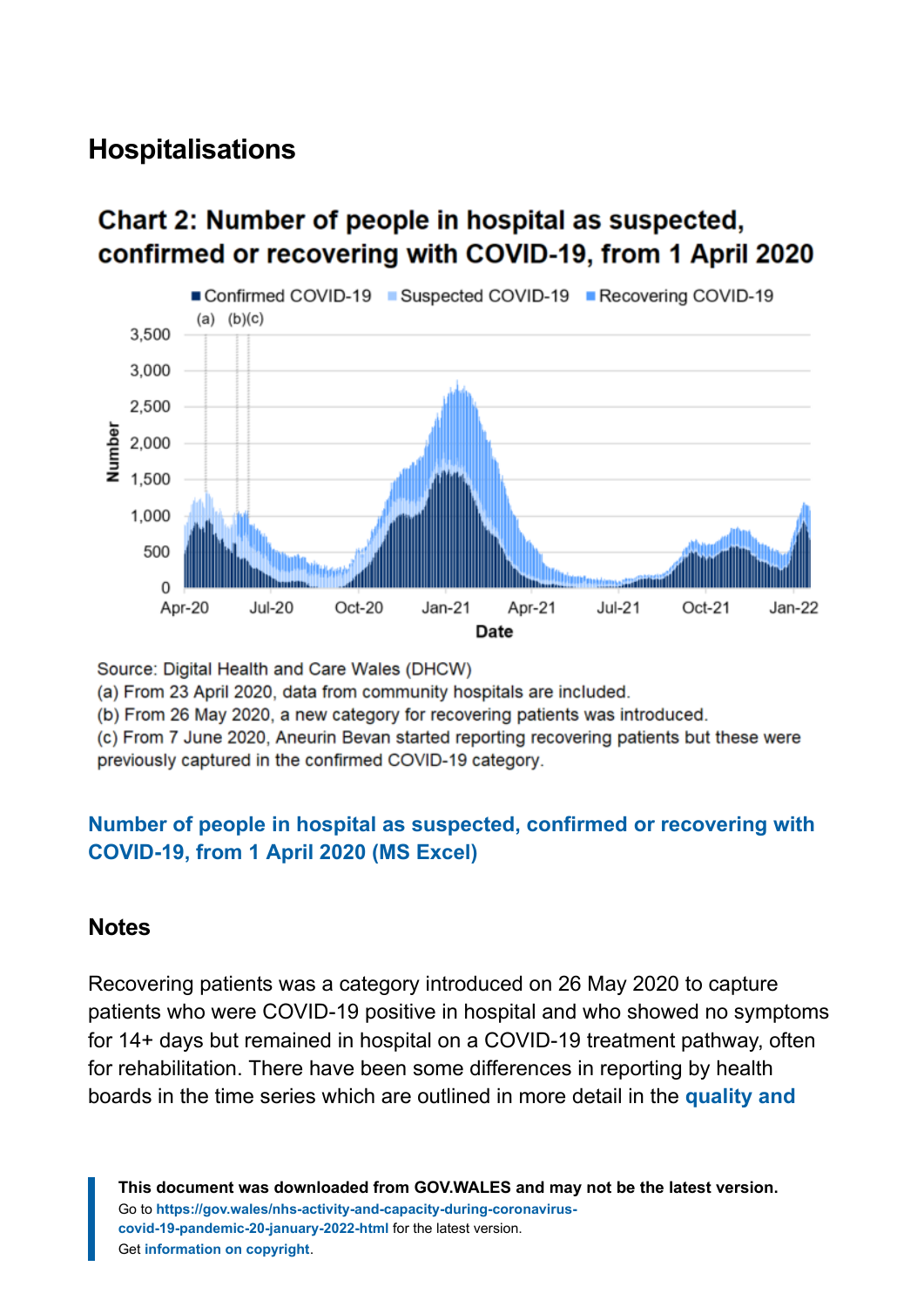## Hospitalisations

### Chart 2: Number of people in hospital as suspected, confirmed or recovering with COVID-19, from 1 April 2020

Source: Digital Health and Care Wales (DHCW)

(a) From 23 April 2020, data from community hospitals are included.

(b) From 26 May 2020, a new category for recovering patients was introduced.

(c) From 7 June 2020, Aneurin Bevan started reporting recovering patients but these were previously captured in the confirmed COVID-19 category.

**Number of people in hospital as suspected, confirmed or recovering with COVID-19, from 1 April 2020 (MS Excel)**

### Notes

Recovering patients was a category introduced on 26 May 2020 to capture patients who were COVID-19 positive in hospital and who showed no symptoms for 14+ days but remained in hospital on a COVID-19 treatment pathway, often for rehabilitation. There have been some differences in reporting by health boards in the time series which are outlined in more detail in the **quality and**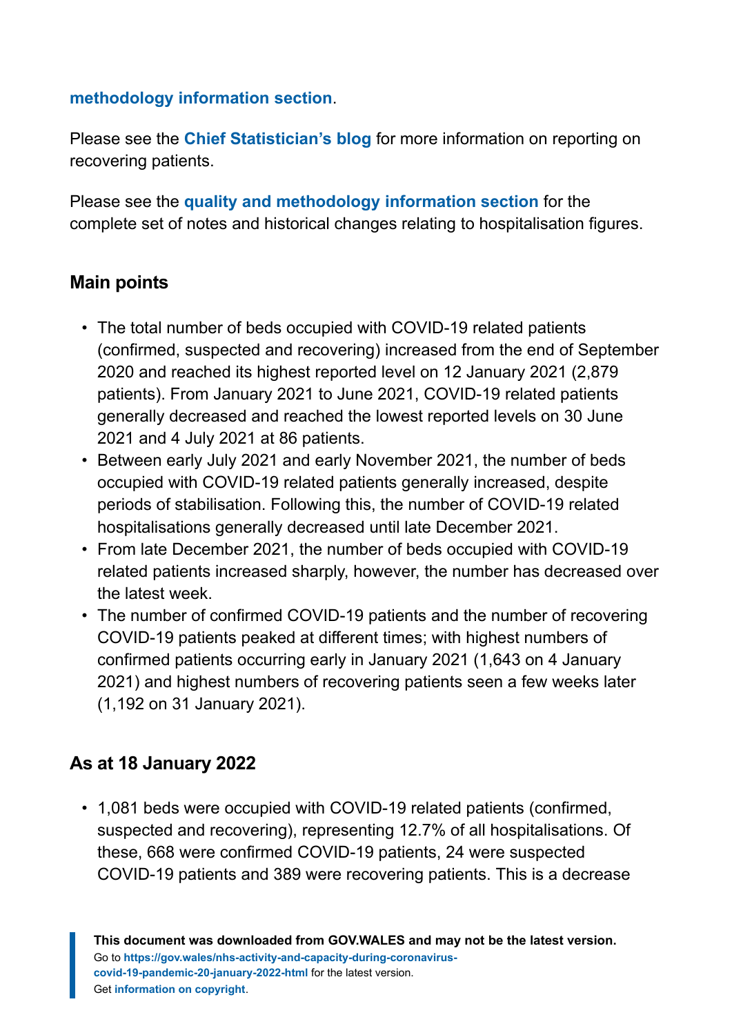methodology information section.

Please see the **Chief Statistician's blog** for more information on reporting on recovering patients.

Please see the **quality and methodology information section** for the complete set of notes and historical changes relating to hospitalisation figures.

## Main points

- The total number of beds occupied with COVID-19 related patients (confirmed, suspected and recovering) increased from the end of September 2020 and reached its highest reported level on 12 January 2021 (2,879 patients). From January 2021 to June 2021, COVID-19 related patients generally decreased and reached the lowest reported levels on 30 June 2021 and 4 July 2021 at 86 patients.
- Between early July 2021 and early November 2021, the number of beds occupied with COVID-19 related patients generally increased, despite periods of stabilisation. Following this, the number of COVID-19 related hospitalisations generally decreased until late December 2021.
- From late December 2021, the number of beds occupied with COVID-19 related patients increased sharply, however, the number has decreased over the latest week.
- The number of confirmed COVID-19 patients and the number of recovering COVID-19 patients peaked at different times; with highest numbers of confirmed patients occurring early in January 2021 (1,643 on 4 January 2021) and highest numbers of recovering patients seen a few weeks later (1,192 on 31 January 2021).

## As at 18 January 2022

- 1,081 beds were occupied with COVID-19 related patients (confirmed, suspected and recovering), representing 12.7% of all hospitalisations. Of these, 668 were confirmed COVID-19 patients, 24 were suspected COVID-19 patients and 389 were recovering patients. This is a decrease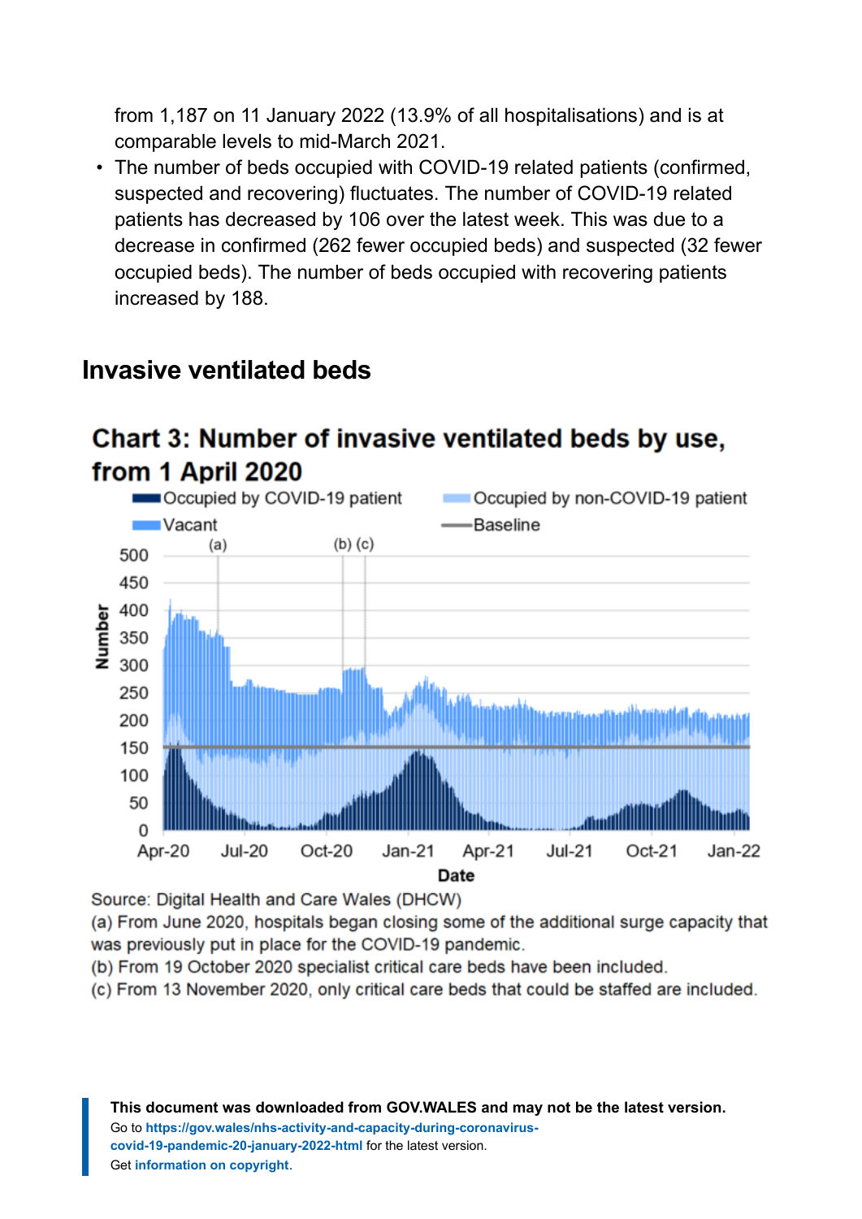from 1,187 on 11 January 2022 (13.9% of all hospitalisations) and is at comparable levels to mid-March 2021.

- The number of beds occupied with COVID-19 related patients (confirmed, suspected and recovering) fluctuates. The number of COVID-19 related patients has decreased by 106 over the latest week. This was due to a decrease in confirmed (262 fewer occupied beds) and suspected (32 fewer occupied beds). The number of beds occupied with recovering patients increased by 188.

## Invasive ventilated beds

**Chart 3: Number of invasive ventilated beds by use, from 1 April 2020**

Source: Digital Health and Care Wales (DHCW)

(a) From June 2020, hospitals began closing some of the additional surge capacity that was previously put in place for the COVID-19 pandemic.

(b) From 19 October 2020 specialist critical care beds have been included.

(c) From 13 November 2020, only critical care beds that could be staffed are included.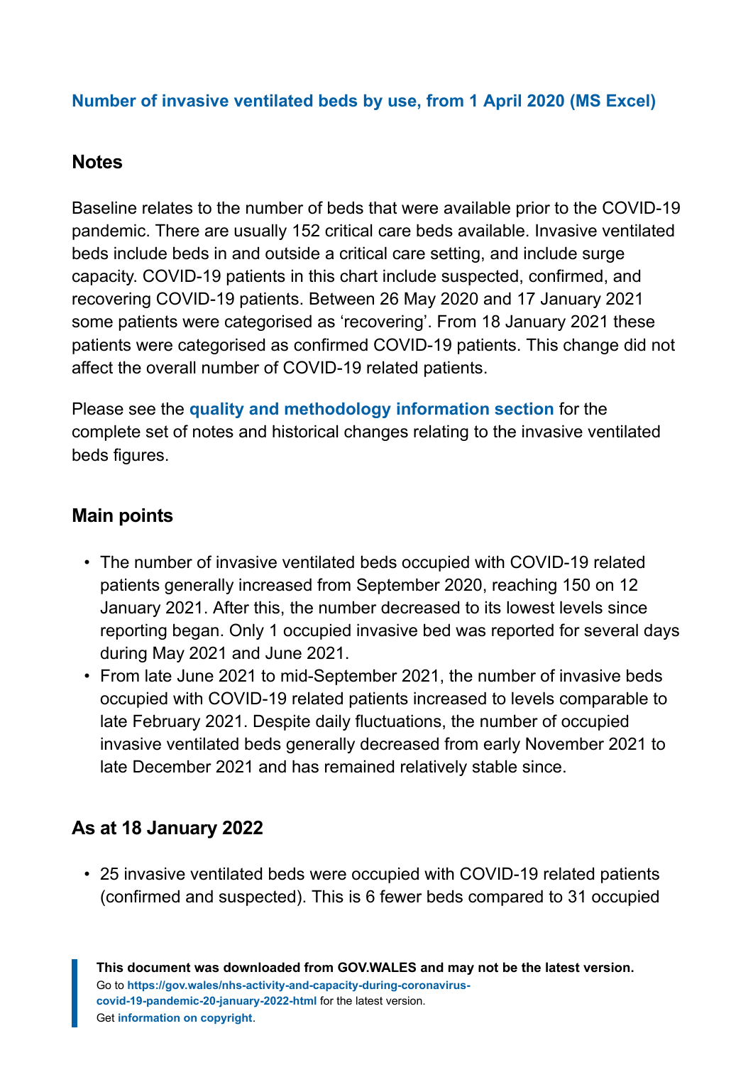**Number of invasive ventilated beds by use, from 1 April 2020 (MS Excel)**

### Notes

Baseline relates to the number of beds that were available prior to the COVID-19 pandemic. There are usually 152 critical care beds available. Invasive ventilated beds include beds in and outside a critical care setting, and include surge capacity. COVID-19 patients in this chart include suspected, confirmed, and recovering COVID-19 patients. Between 26 May 2020 and 17 January 2021 some patients were categorised as 'recovering'. From 18 January 2021 these patients were categorised as confirmed COVID-19 patients. This change did not affect the overall number of COVID-19 related patients.

Please see the **quality and methodology information section** for the complete set of notes and historical changes relating to the invasive ventilated beds figures.

### Main points

- The number of invasive ventilated beds occupied with COVID-19 related patients generally increased from September 2020, reaching 150 on 12 January 2021. After this, the number decreased to its lowest levels since reporting began. Only 1 occupied invasive bed was reported for several days during May 2021 and June 2021.
- From late June 2021 to mid-September 2021, the number of invasive beds occupied with COVID-19 related patients increased to levels comparable to late February 2021. Despite daily fluctuations, the number of occupied invasive ventilated beds generally decreased from early November 2021 to late December 2021 and has remained relatively stable since.

### As at 18 January 2022

- 25 invasive ventilated beds were occupied with COVID-19 related patients (confirmed and suspected). This is 6 fewer beds compared to 31 occupied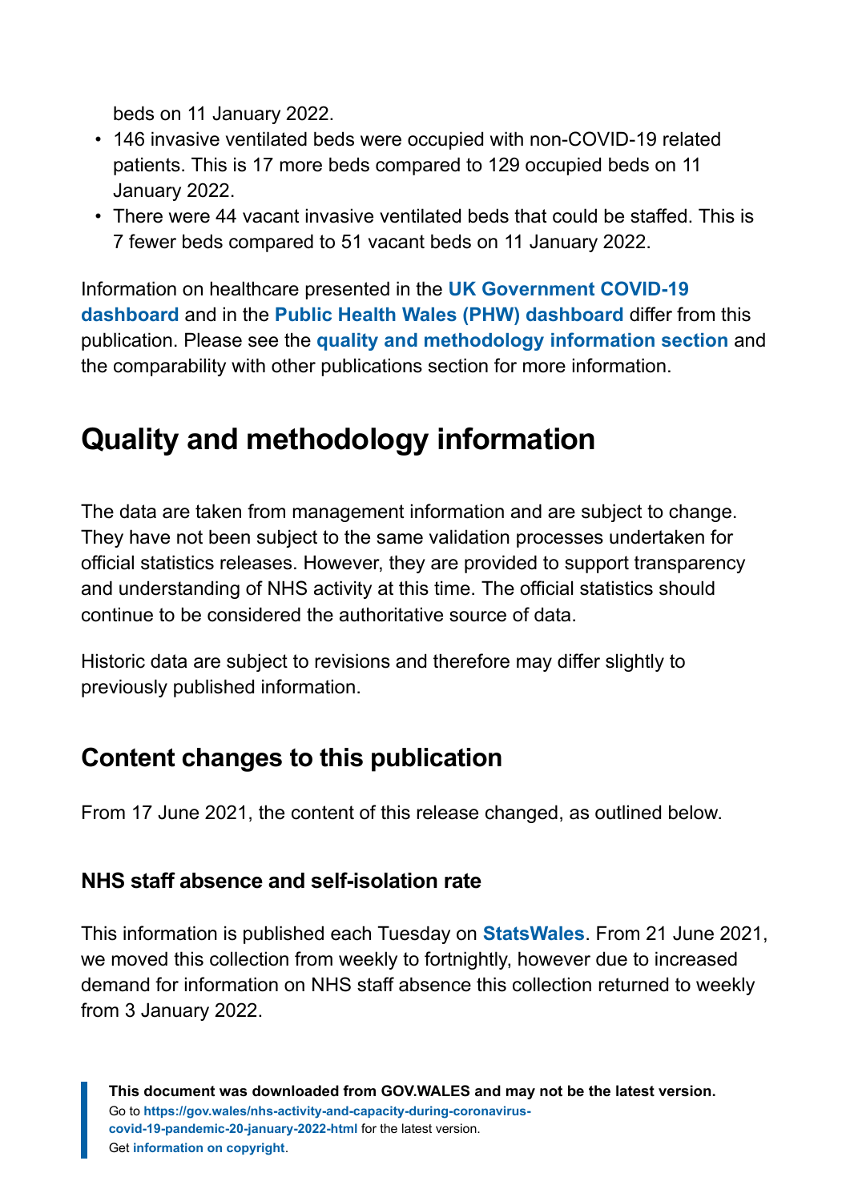beds on 11 January 2022.

- 146 invasive ventilated beds were occupied with non-COVID-19 related patients. This is 17 more beds compared to 129 occupied beds on 11 January 2022.
- There were 44 vacant invasive ventilated beds that could be staffed. This is 7 fewer beds compared to 51 vacant beds on 11 January 2022.

Information on healthcare presented in the **UK Government COVID-19 dashboard** and in the **Public Health Wales (PHW) dashboard** differ from this publication. Please see the **quality and methodology information section** and the comparability with other publications section for more information.

# Quality and methodology information

The data are taken from management information and are subject to change. They have not been subject to the same validation processes undertaken for official statistics releases. However, they are provided to support transparency and understanding of NHS activity at this time. The official statistics should continue to be considered the authoritative source of data.

Historic data are subject to revisions and therefore may differ slightly to previously published information.

## Content changes to this publication

From 17 June 2021, the content of this release changed, as outlined below.

### NHS staff absence and self-isolation rate

This information is published each Tuesday on **StatsWales**. From 21 June 2021, we moved this collection from weekly to fortnightly, however due to increased demand for information on NHS staff absence this collection returned to weekly from 3 January 2022.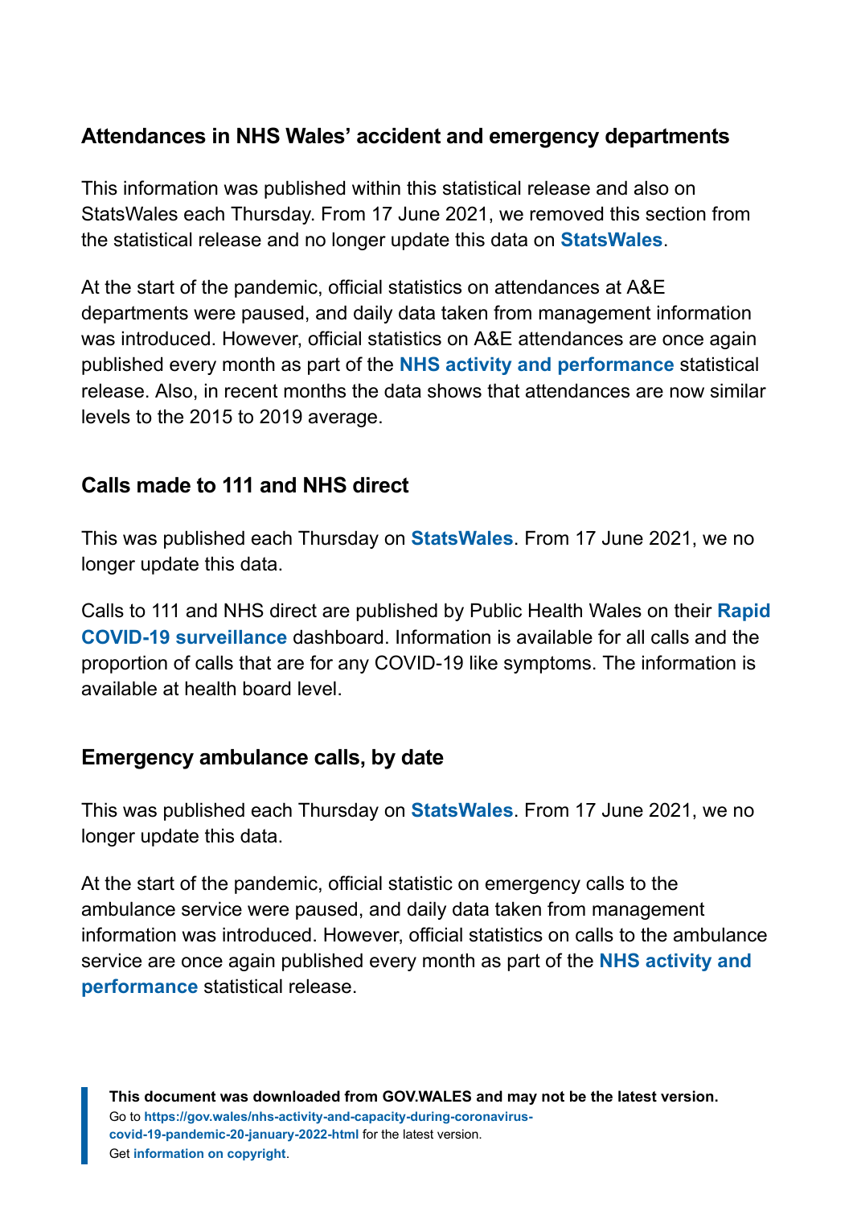### Attendances in NHS Wales' accident and emergency departments

This information was published within this statistical release and also on StatsWales each Thursday. From 17 June 2021, we removed this section from the statistical release and no longer update this data on **StatsWales**.

At the start of the pandemic, official statistics on attendances at A&E departments were paused, and daily data taken from management information was introduced. However, official statistics on A&E attendances are once again published every month as part of the **NHS activity and performance** statistical release. Also, in recent months the data shows that attendances are now similar levels to the 2015 to 2019 average.

### Calls made to 111 and NHS direct

This was published each Thursday on **StatsWales**. From 17 June 2021, we no longer update this data.

Calls to 111 and NHS direct are published by Public Health Wales on their **Rapid COVID-19 surveillance** dashboard. Information is available for all calls and the proportion of calls that are for any COVID-19 like symptoms. The information is available at health board level.

### Emergency ambulance calls, by date

This was published each Thursday on **StatsWales**. From 17 June 2021, we no longer update this data.

At the start of the pandemic, official statistic on emergency calls to the ambulance service were paused, and daily data taken from management information was introduced. However, official statistics on calls to the ambulance service are once again published every month as part of the **NHS activity and performance** statistical release.

**This document was downloaded from GOV.WALES and may not be the latest version.**
Go to **https://gov.wales/nhs-activity-and-capacity-during-coronavirus-covid-19-pandemic-20-january-2022-html** for the latest version.
Get **information on copyright**.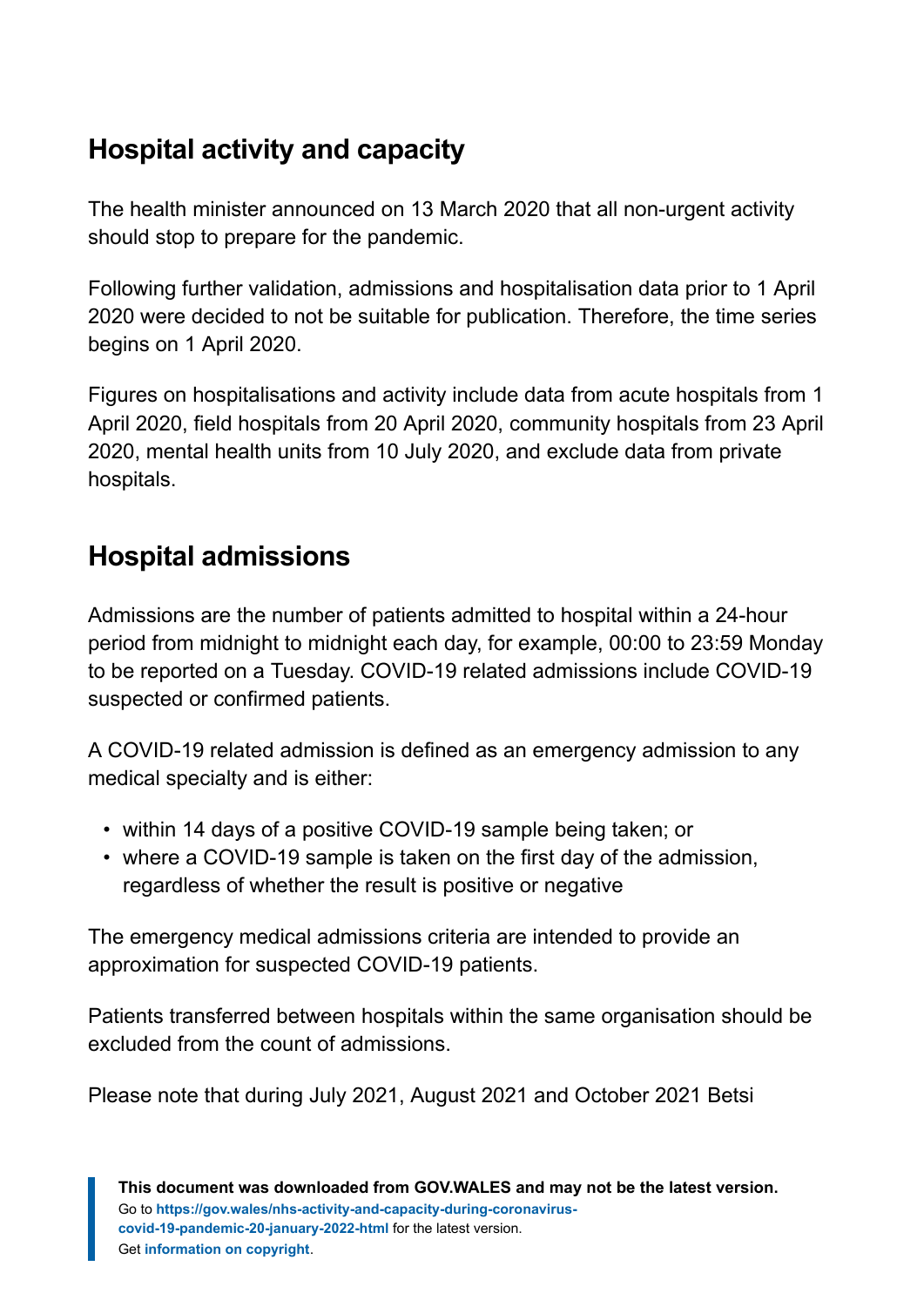## Hospital activity and capacity

The health minister announced on 13 March 2020 that all non-urgent activity should stop to prepare for the pandemic.

Following further validation, admissions and hospitalisation data prior to 1 April 2020 were decided to not be suitable for publication. Therefore, the time series begins on 1 April 2020.

Figures on hospitalisations and activity include data from acute hospitals from 1 April 2020, field hospitals from 20 April 2020, community hospitals from 23 April 2020, mental health units from 10 July 2020, and exclude data from private hospitals.

## Hospital admissions

Admissions are the number of patients admitted to hospital within a 24-hour period from midnight to midnight each day, for example, 00:00 to 23:59 Monday to be reported on a Tuesday. COVID-19 related admissions include COVID-19 suspected or confirmed patients.

A COVID-19 related admission is defined as an emergency admission to any medical specialty and is either:

- within 14 days of a positive COVID-19 sample being taken; or
- where a COVID-19 sample is taken on the first day of the admission, regardless of whether the result is positive or negative

The emergency medical admissions criteria are intended to provide an approximation for suspected COVID-19 patients.

Patients transferred between hospitals within the same organisation should be excluded from the count of admissions.

Please note that during July 2021, August 2021 and October 2021 Betsi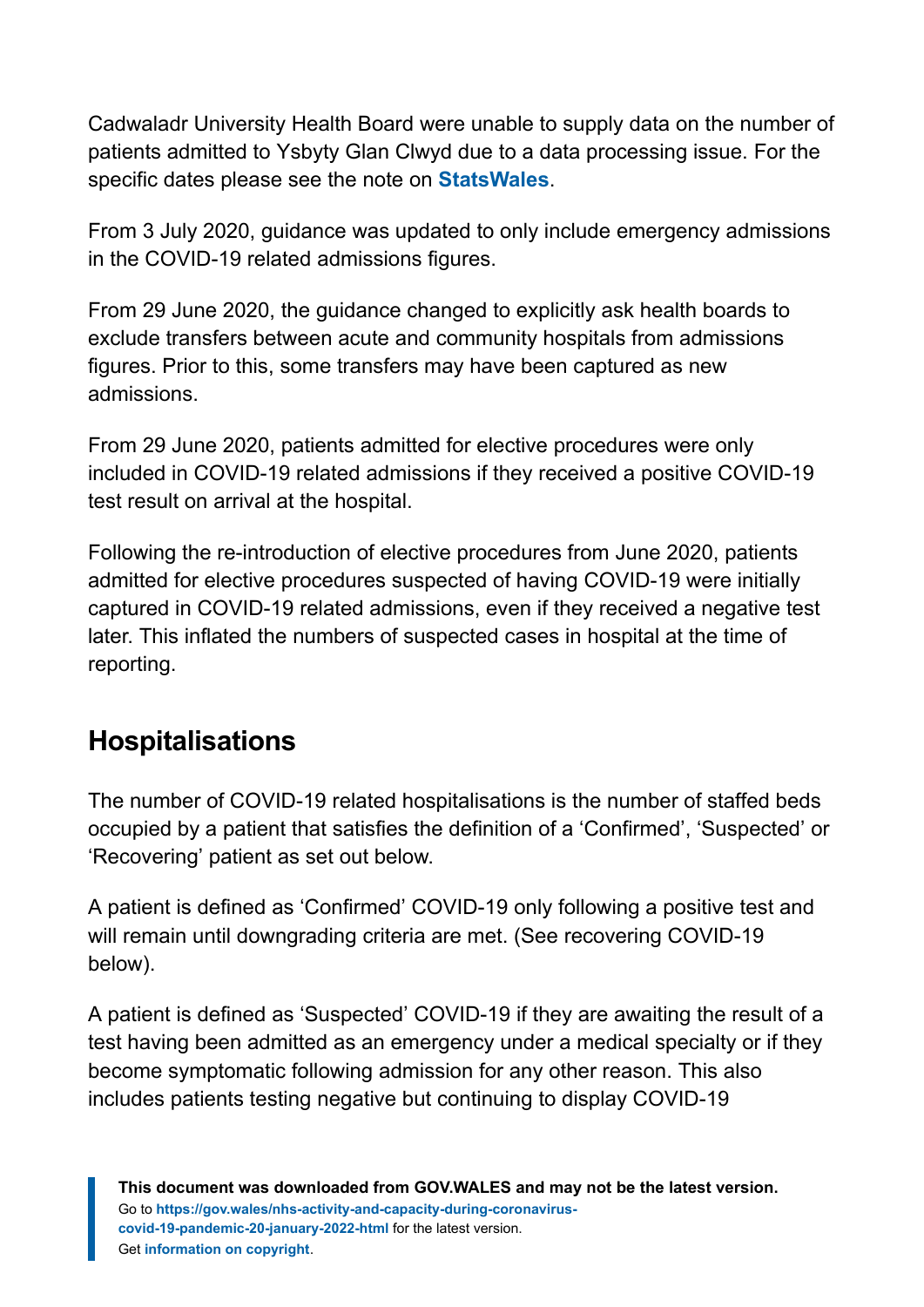Cadwaladr University Health Board were unable to supply data on the number of patients admitted to Ysbyty Glan Clwyd due to a data processing issue. For the specific dates please see the note on **StatsWales**.

From 3 July 2020, guidance was updated to only include emergency admissions in the COVID-19 related admissions figures.

From 29 June 2020, the guidance changed to explicitly ask health boards to exclude transfers between acute and community hospitals from admissions figures. Prior to this, some transfers may have been captured as new admissions.

From 29 June 2020, patients admitted for elective procedures were only included in COVID-19 related admissions if they received a positive COVID-19 test result on arrival at the hospital.

Following the re-introduction of elective procedures from June 2020, patients admitted for elective procedures suspected of having COVID-19 were initially captured in COVID-19 related admissions, even if they received a negative test later. This inflated the numbers of suspected cases in hospital at the time of reporting.

## Hospitalisations

The number of COVID-19 related hospitalisations is the number of staffed beds occupied by a patient that satisfies the definition of a 'Confirmed', 'Suspected' or 'Recovering' patient as set out below.

A patient is defined as 'Confirmed' COVID-19 only following a positive test and will remain until downgrading criteria are met. (See recovering COVID-19 below).

A patient is defined as 'Suspected' COVID-19 if they are awaiting the result of a test having been admitted as an emergency under a medical specialty or if they become symptomatic following admission for any other reason. This also includes patients testing negative but continuing to display COVID-19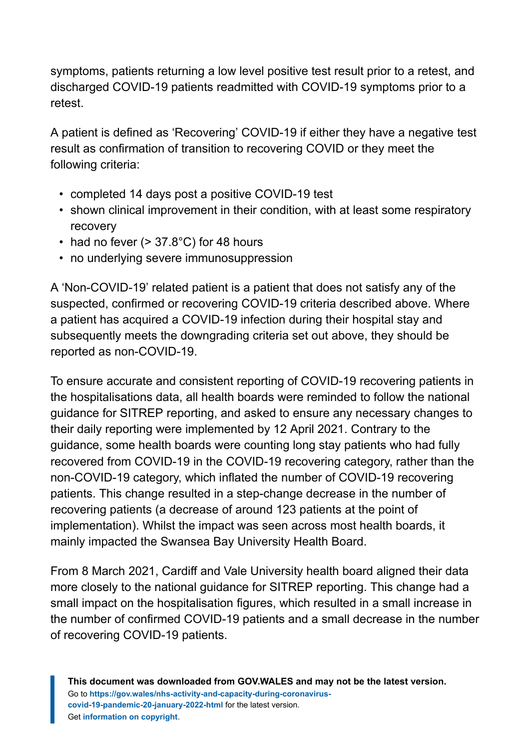symptoms, patients returning a low level positive test result prior to a retest, and discharged COVID-19 patients readmitted with COVID-19 symptoms prior to a retest.

A patient is defined as 'Recovering' COVID-19 if either they have a negative test result as confirmation of transition to recovering COVID or they meet the following criteria:

- completed 14 days post a positive COVID-19 test
- shown clinical improvement in their condition, with at least some respiratory recovery
- had no fever (> 37.8°C) for 48 hours
- no underlying severe immunosuppression

A 'Non-COVID-19' related patient is a patient that does not satisfy any of the suspected, confirmed or recovering COVID-19 criteria described above. Where a patient has acquired a COVID-19 infection during their hospital stay and subsequently meets the downgrading criteria set out above, they should be reported as non-COVID-19.

To ensure accurate and consistent reporting of COVID-19 recovering patients in the hospitalisations data, all health boards were reminded to follow the national guidance for SITREP reporting, and asked to ensure any necessary changes to their daily reporting were implemented by 12 April 2021. Contrary to the guidance, some health boards were counting long stay patients who had fully recovered from COVID-19 in the COVID-19 recovering category, rather than the non-COVID-19 category, which inflated the number of COVID-19 recovering patients. This change resulted in a step-change decrease in the number of recovering patients (a decrease of around 123 patients at the point of implementation). Whilst the impact was seen across most health boards, it mainly impacted the Swansea Bay University Health Board.

From 8 March 2021, Cardiff and Vale University health board aligned their data more closely to the national guidance for SITREP reporting. This change had a small impact on the hospitalisation figures, which resulted in a small increase in the number of confirmed COVID-19 patients and a small decrease in the number of recovering COVID-19 patients.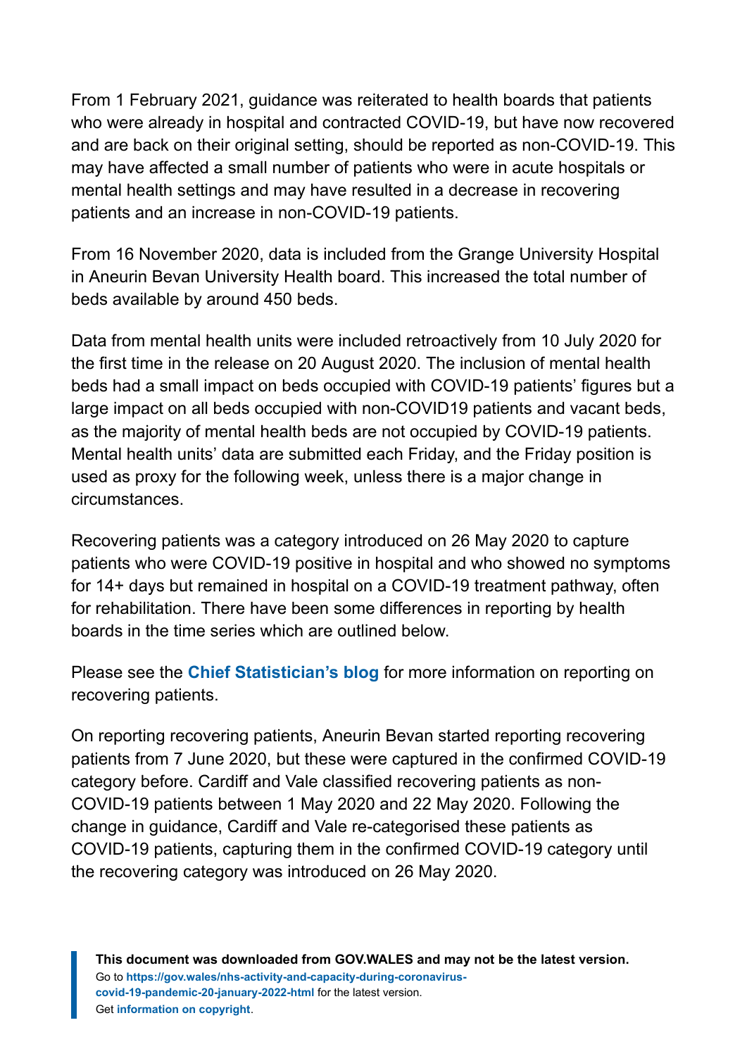From 1 February 2021, guidance was reiterated to health boards that patients who were already in hospital and contracted COVID-19, but have now recovered and are back on their original setting, should be reported as non-COVID-19. This may have affected a small number of patients who were in acute hospitals or mental health settings and may have resulted in a decrease in recovering patients and an increase in non-COVID-19 patients.

From 16 November 2020, data is included from the Grange University Hospital in Aneurin Bevan University Health board. This increased the total number of beds available by around 450 beds.

Data from mental health units were included retroactively from 10 July 2020 for the first time in the release on 20 August 2020. The inclusion of mental health beds had a small impact on beds occupied with COVID-19 patients' figures but a large impact on all beds occupied with non-COVID19 patients and vacant beds, as the majority of mental health beds are not occupied by COVID-19 patients. Mental health units' data are submitted each Friday, and the Friday position is used as proxy for the following week, unless there is a major change in circumstances.

Recovering patients was a category introduced on 26 May 2020 to capture patients who were COVID-19 positive in hospital and who showed no symptoms for 14+ days but remained in hospital on a COVID-19 treatment pathway, often for rehabilitation. There have been some differences in reporting by health boards in the time series which are outlined below.

Please see the **Chief Statistician's blog** for more information on reporting on recovering patients.

On reporting recovering patients, Aneurin Bevan started reporting recovering patients from 7 June 2020, but these were captured in the confirmed COVID-19 category before. Cardiff and Vale classified recovering patients as non-COVID-19 patients between 1 May 2020 and 22 May 2020. Following the change in guidance, Cardiff and Vale re-categorised these patients as COVID-19 patients, capturing them in the confirmed COVID-19 category until the recovering category was introduced on 26 May 2020.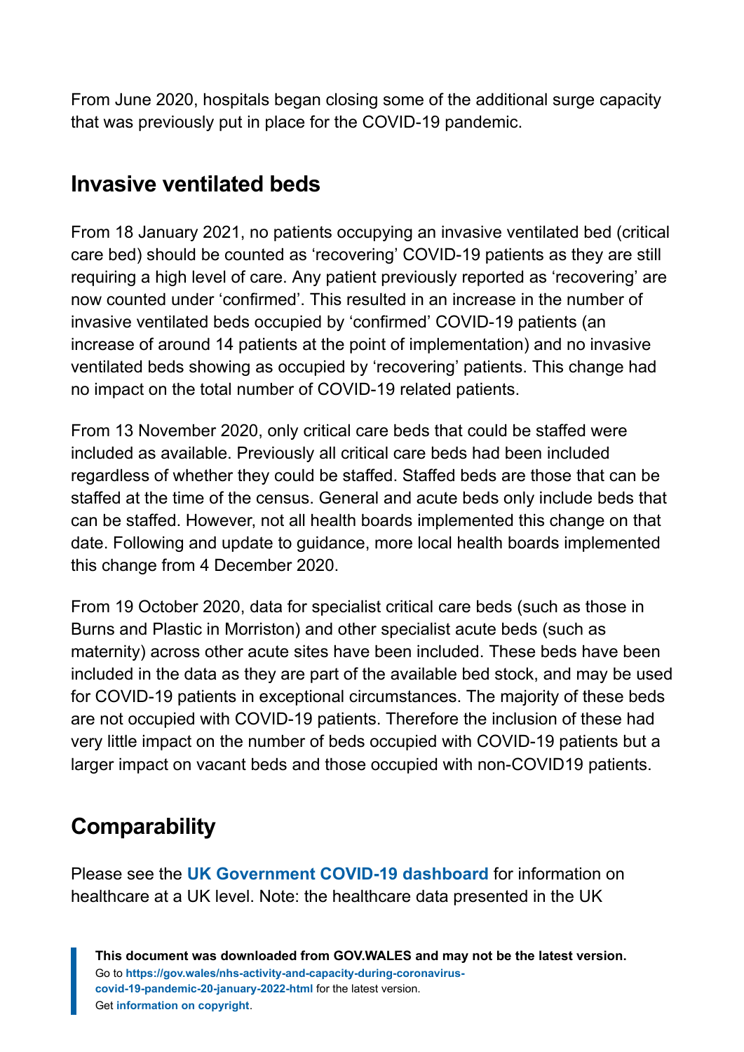From June 2020, hospitals began closing some of the additional surge capacity that was previously put in place for the COVID-19 pandemic.

## Invasive ventilated beds

From 18 January 2021, no patients occupying an invasive ventilated bed (critical care bed) should be counted as 'recovering' COVID-19 patients as they are still requiring a high level of care. Any patient previously reported as 'recovering' are now counted under 'confirmed'. This resulted in an increase in the number of invasive ventilated beds occupied by 'confirmed' COVID-19 patients (an increase of around 14 patients at the point of implementation) and no invasive ventilated beds showing as occupied by 'recovering' patients. This change had no impact on the total number of COVID-19 related patients.

From 13 November 2020, only critical care beds that could be staffed were included as available. Previously all critical care beds had been included regardless of whether they could be staffed. Staffed beds are those that can be staffed at the time of the census. General and acute beds only include beds that can be staffed. However, not all health boards implemented this change on that date. Following and update to guidance, more local health boards implemented this change from 4 December 2020.

From 19 October 2020, data for specialist critical care beds (such as those in Burns and Plastic in Morriston) and other specialist acute beds (such as maternity) across other acute sites have been included. These beds have been included in the data as they are part of the available bed stock, and may be used for COVID-19 patients in exceptional circumstances. The majority of these beds are not occupied with COVID-19 patients. Therefore the inclusion of these had very little impact on the number of beds occupied with COVID-19 patients but a larger impact on vacant beds and those occupied with non-COVID19 patients.

## Comparability

Please see the **UK Government COVID-19 dashboard** for information on healthcare at a UK level. Note: the healthcare data presented in the UK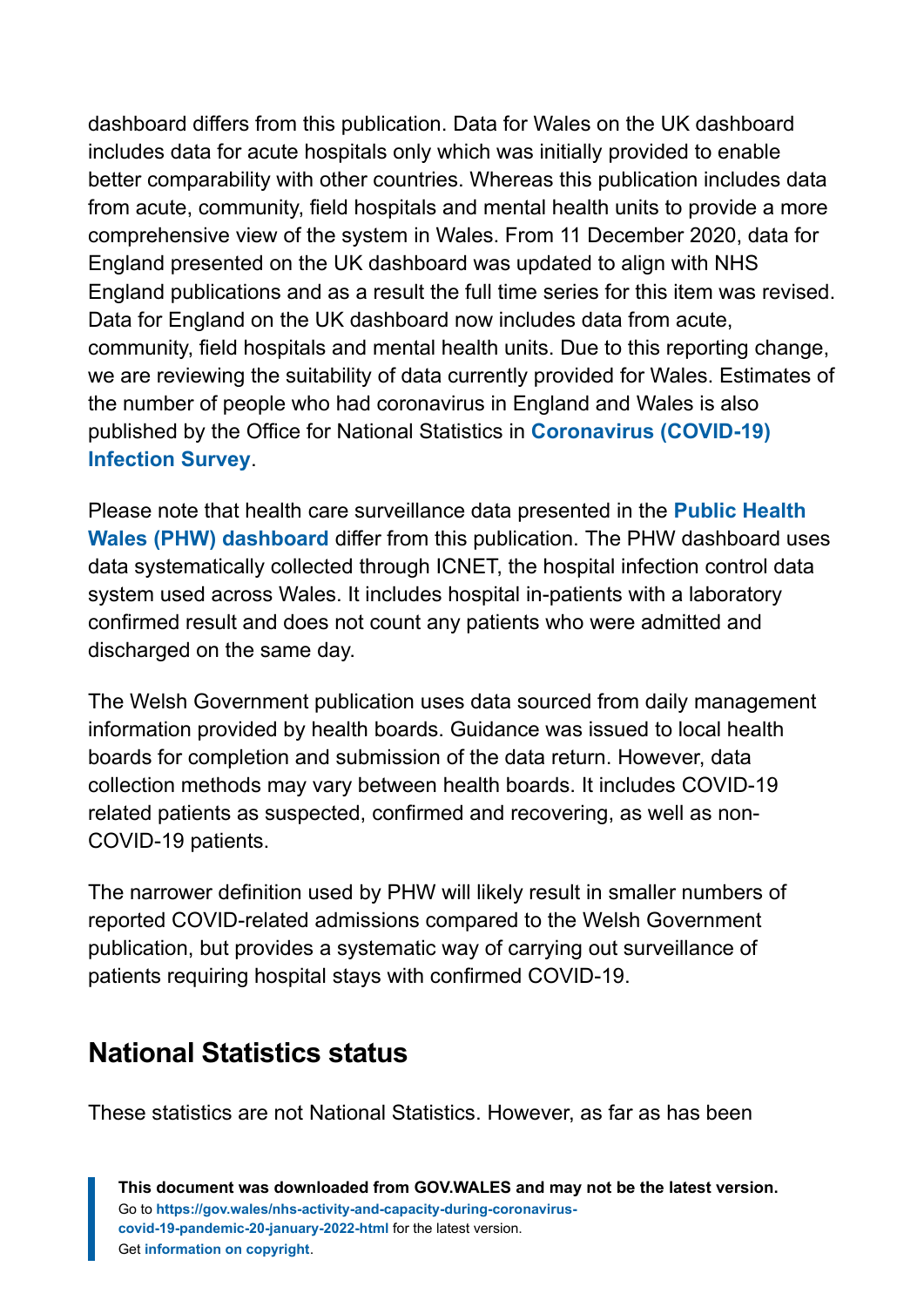dashboard differs from this publication. Data for Wales on the UK dashboard includes data for acute hospitals only which was initially provided to enable better comparability with other countries. Whereas this publication includes data from acute, community, field hospitals and mental health units to provide a more comprehensive view of the system in Wales. From 11 December 2020, data for England presented on the UK dashboard was updated to align with NHS England publications and as a result the full time series for this item was revised. Data for England on the UK dashboard now includes data from acute, community, field hospitals and mental health units. Due to this reporting change, we are reviewing the suitability of data currently provided for Wales. Estimates of the number of people who had coronavirus in England and Wales is also published by the Office for National Statistics in **Coronavirus (COVID-19) Infection Survey**.

Please note that health care surveillance data presented in the **Public Health Wales (PHW) dashboard** differ from this publication. The PHW dashboard uses data systematically collected through ICNET, the hospital infection control data system used across Wales. It includes hospital in-patients with a laboratory confirmed result and does not count any patients who were admitted and discharged on the same day.

The Welsh Government publication uses data sourced from daily management information provided by health boards. Guidance was issued to local health boards for completion and submission of the data return. However, data collection methods may vary between health boards. It includes COVID-19 related patients as suspected, confirmed and recovering, as well as non-COVID-19 patients.

The narrower definition used by PHW will likely result in smaller numbers of reported COVID-related admissions compared to the Welsh Government publication, but provides a systematic way of carrying out surveillance of patients requiring hospital stays with confirmed COVID-19.

## National Statistics status

These statistics are not National Statistics. However, as far as has been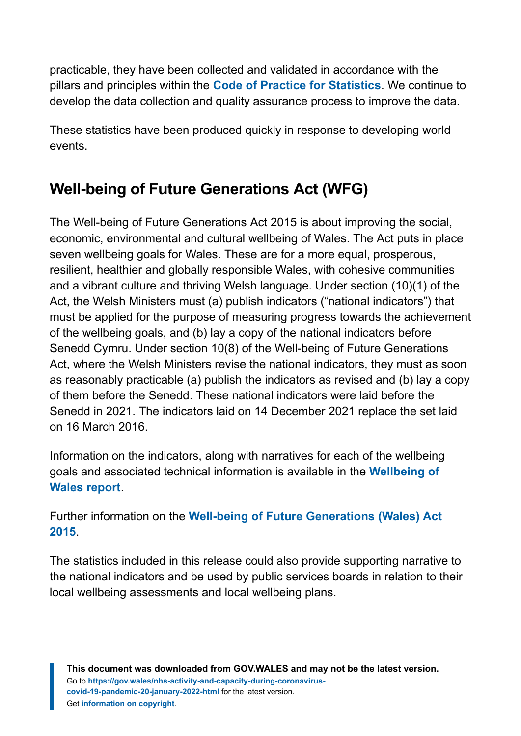practicable, they have been collected and validated in accordance with the pillars and principles within the **Code of Practice for Statistics**. We continue to develop the data collection and quality assurance process to improve the data.

These statistics have been produced quickly in response to developing world events.

## Well-being of Future Generations Act (WFG)

The Well-being of Future Generations Act 2015 is about improving the social, economic, environmental and cultural wellbeing of Wales. The Act puts in place seven wellbeing goals for Wales. These are for a more equal, prosperous, resilient, healthier and globally responsible Wales, with cohesive communities and a vibrant culture and thriving Welsh language. Under section (10)(1) of the Act, the Welsh Ministers must (a) publish indicators ("national indicators") that must be applied for the purpose of measuring progress towards the achievement of the wellbeing goals, and (b) lay a copy of the national indicators before Senedd Cymru. Under section 10(8) of the Well-being of Future Generations Act, where the Welsh Ministers revise the national indicators, they must as soon as reasonably practicable (a) publish the indicators as revised and (b) lay a copy of them before the Senedd. These national indicators were laid before the Senedd in 2021. The indicators laid on 14 December 2021 replace the set laid on 16 March 2016.

Information on the indicators, along with narratives for each of the wellbeing goals and associated technical information is available in the **Wellbeing of Wales report**.

Further information on the **Well-being of Future Generations (Wales) Act 2015**.

The statistics included in this release could also provide supporting narrative to the national indicators and be used by public services boards in relation to their local wellbeing assessments and local wellbeing plans.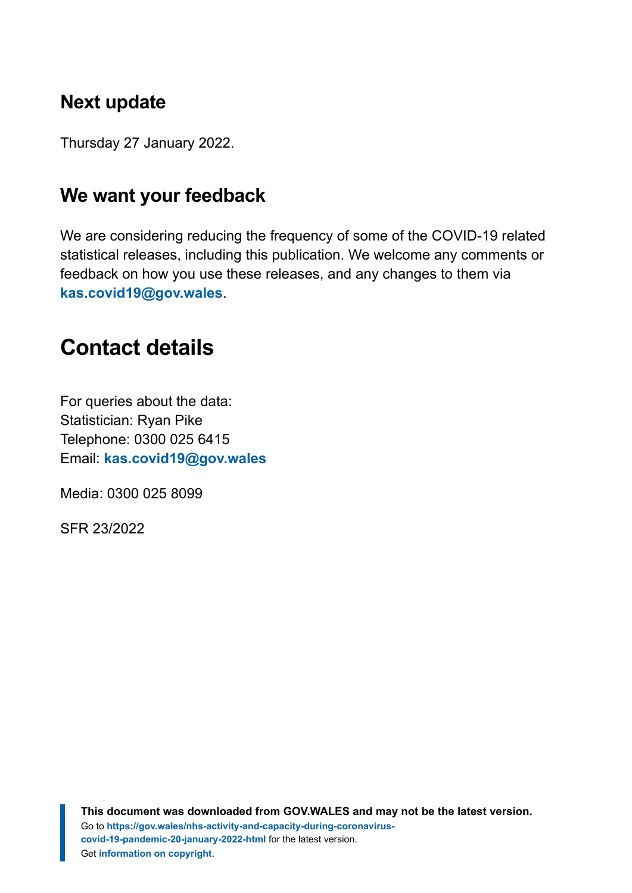### Next update

Thursday 27 January 2022.

### We want your feedback

We are considering reducing the frequency of some of the COVID-19 related statistical releases, including this publication. We welcome any comments or feedback on how you use these releases, and any changes to them via **kas.covid19@gov.wales**.

## Contact details

For queries about the data:
Statistician: Ryan Pike
Telephone: 0300 025 6415
Email: **kas.covid19@gov.wales**

Media: 0300 025 8099

SFR 23/2022

**This document was downloaded from GOV.WALES and may not be the latest version.**
Go to **https://gov.wales/nhs-activity-and-capacity-during-coronavirus-covid-19-pandemic-20-january-2022-html** for the latest version.
Get **information on copyright**.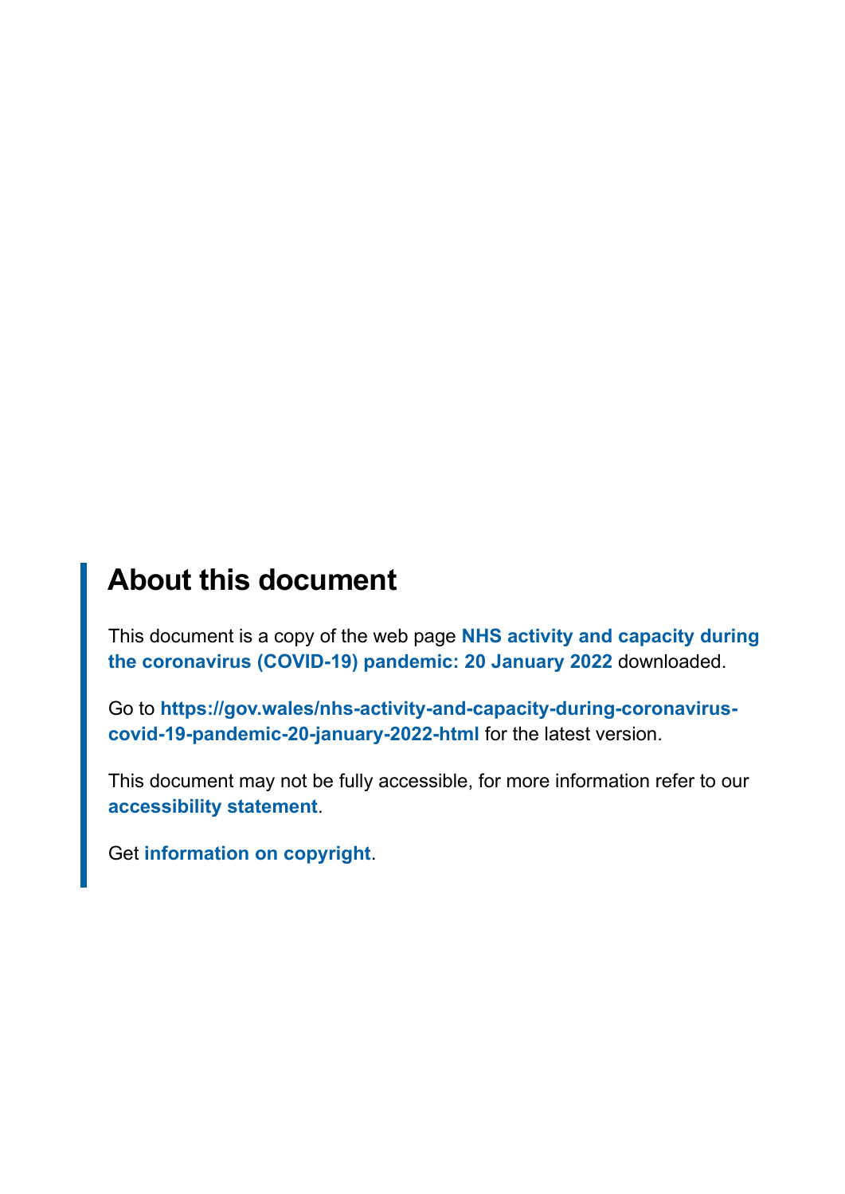## About this document

This document is a copy of the web page **NHS activity and capacity during the coronavirus (COVID-19) pandemic: 20 January 2022** downloaded.

Go to **https://gov.wales/nhs-activity-and-capacity-during-coronavirus-covid-19-pandemic-20-january-2022-html** for the latest version.

This document may not be fully accessible, for more information refer to our **accessibility statement**.

Get **information on copyright**.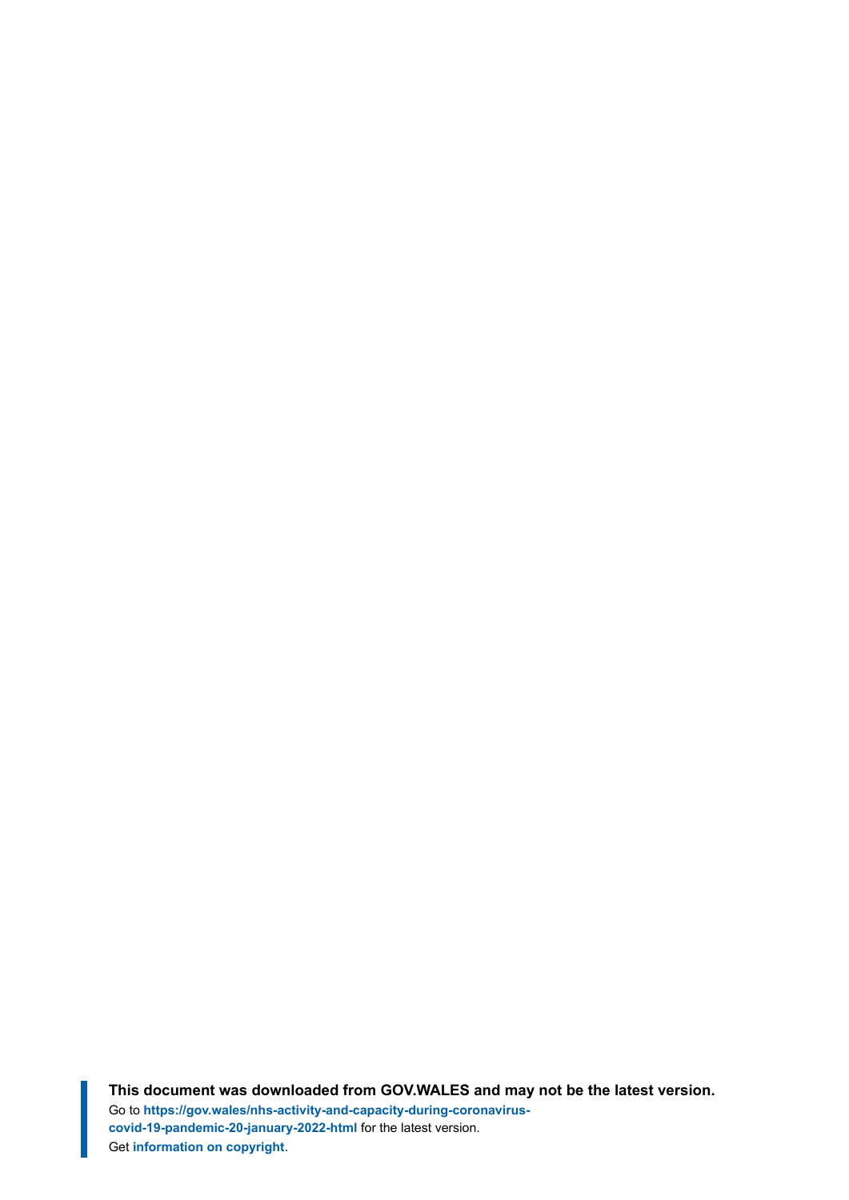**This document was downloaded from GOV.WALES and may not be the latest version.**
Go to **https://gov.wales/nhs-activity-and-capacity-during-coronavirus-covid-19-pandemic-20-january-2022-html** for the latest version.
Get **information on copyright**.